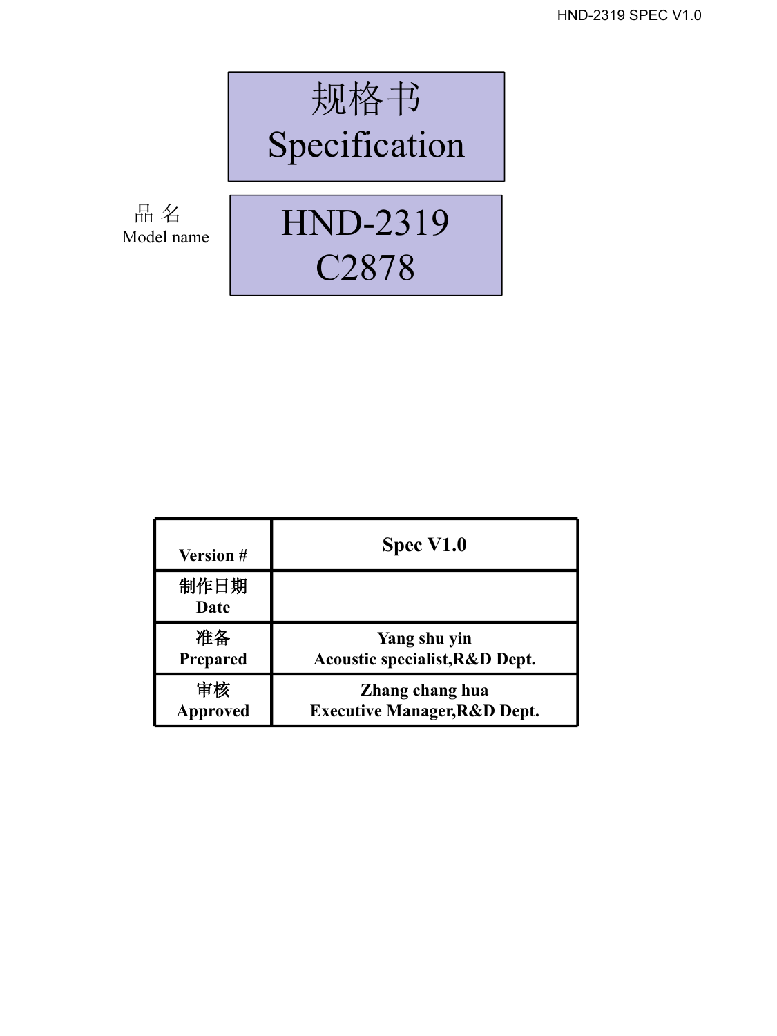# 规格书
# Specification

品 名
Model name

## HND-2319
## C2878

| Version # | Spec V1.0 |
|---|---|
| 制作日期<br>Date | |
| 准备<br>Prepared | Yang shu yin<br>Acoustic specialist,R&D Dept. |
| 审核<br>Approved | Zhang chang hua<br>Executive Manager,R&D Dept. |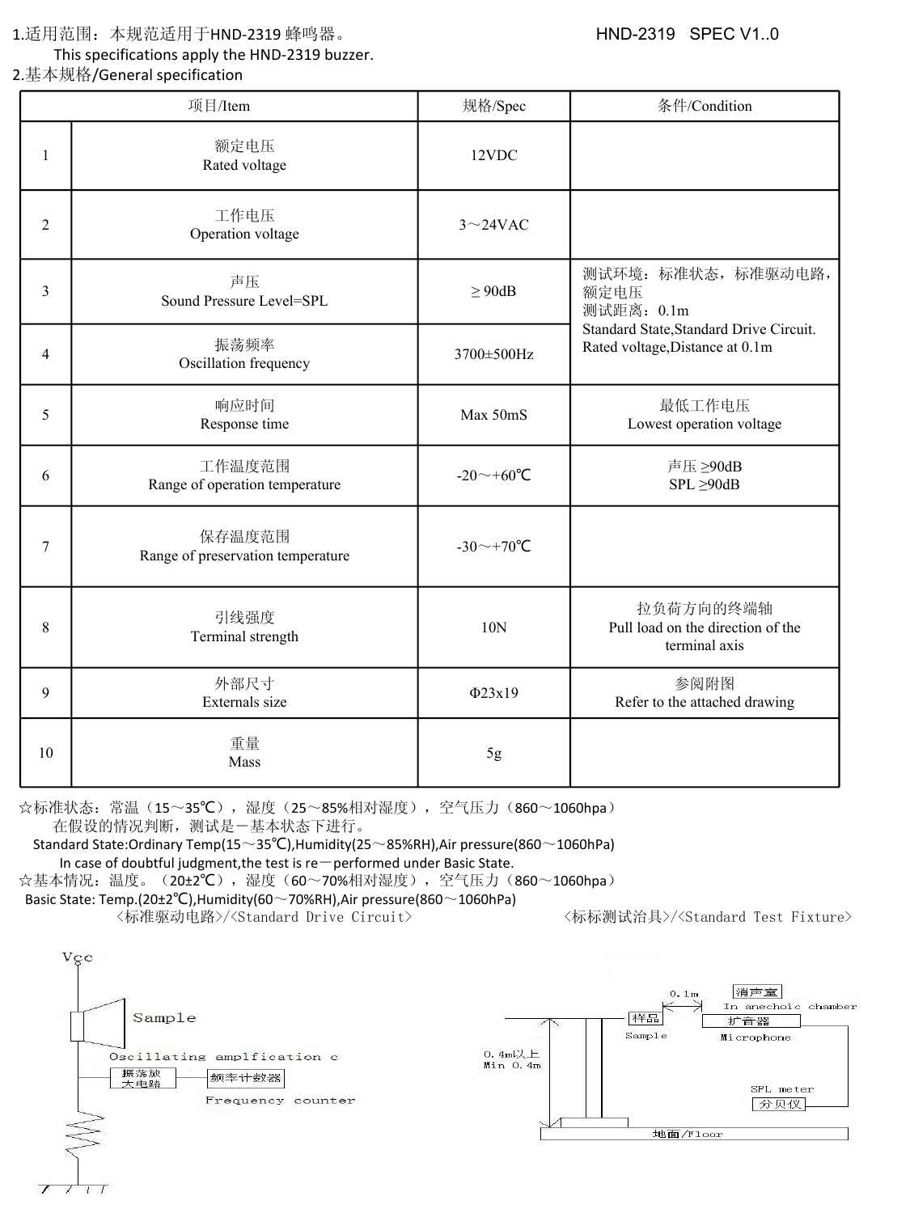1.适用范围：本规范适用于HND-2319 蜂鸣器。

This specifications apply the HND-2319 buzzer.

HND-2319 SPEC V1..0

2.基本规格/General specification

| | 项目/Item | 规格/Spec | 条件/Condition |
|---|---|---|---|
| 1 | 额定电压<br>Rated voltage | 12VDC | |
| 2 | 工作电压<br>Operation voltage | 3～24VAC | |
| 3 | 声压<br>Sound Pressure Level=SPL | ≥ 90dB | 测试环境：标准状态，标准驱动电路，额定电压<br>测试距离：0.1m<br>Standard State,Standard Drive Circuit. Rated voltage,Distance at 0.1m |
| 4 | 振荡频率<br>Oscillation frequency | 3700±500Hz | |
| 5 | 响应时间<br>Response time | Max 50mS | 最低工作电压<br>Lowest operation voltage |
| 6 | 工作温度范围<br>Range of operation temperature | -20～+60℃ | 声压 ≥90dB<br>SPL ≥90dB |
| 7 | 保存温度范围<br>Range of preservation temperature | -30～+70℃ | |
| 8 | 引线强度<br>Terminal strength | 10N | 拉负荷方向的终端轴<br>Pull load on the direction of the terminal axis |
| 9 | 外部尺寸<br>Externals size | Φ23x19 | 参阅附图<br>Refer to the attached drawing |
| 10 | 重量<br>Mass | 5g | |

☆标准状态：常温（15～35℃），湿度（25～85%相对湿度），空气压力（860～1060hpa）

在假设的情况判断，测试是一基本状态下进行。

Standard State:Ordinary Temp(15～35℃),Humidity(25～85%RH),Air pressure(860～1060hPa)

In case of doubtful judgment,the test is re－performed under Basic State.

☆基本情况：温度。（20±2℃），湿度（60～70%相对湿度），空气压力（860～1060hpa）

Basic State: Temp.(20±2℃),Humidity(60～70%RH),Air pressure(860～1060hPa)

<标准驱动电路>/<Standard Drive Circuit>

Vcc

Sample

Oscillating amplfication c

振荡放大电路

频率计数器

Frequency counter

<标标测试治具>/<Standard Test Fixture>

0.1m

消声室

In anechoic chamber

样品

Sample

扩音器

Microphone

0.4m以上

Min 0.4m

SPL meter

分贝仪

地面/Floor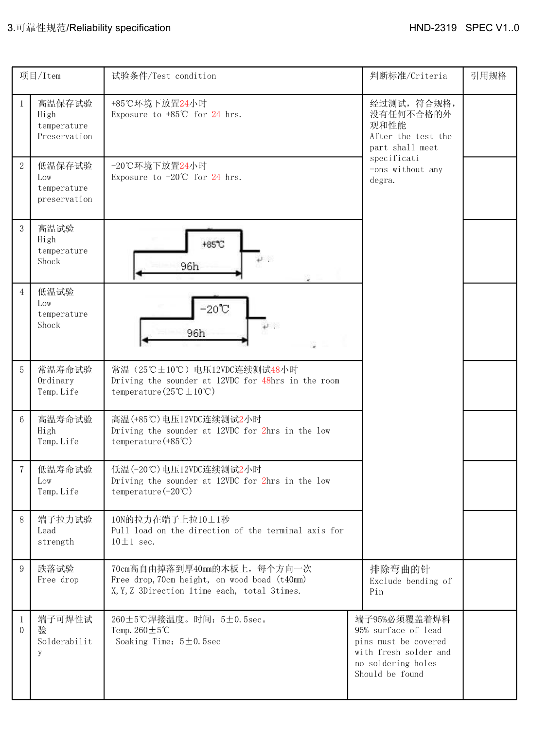## 3.可靠性规范/Reliability specification

HND-2319 SPEC V1..0

| 项目/Item | | 试验条件/Test condition | 判断标准/Criteria | 引用规格 |
|---|---|---|---|---|
| 1 | 高温保存试验<br>High temperature Preservation | +85℃环境下放置24小时<br>Exposure to +85℃ for 24 hrs. | 经过测试，符合规格，没有任何不合格的外观和性能<br>After the test the part shall meet specificati -ons without any degra. | |
| 2 | 低温保存试验<br>Low temperature preservation | -20℃环境下放置24小时<br>Exposure to -20℃ for 24 hrs. | | |
| 3 | 高温试验<br>High temperature Shock | +85℃ 96h | | |
| 4 | 低温试验<br>Low temperature Shock | -20℃ 96h | | |
| 5 | 常温寿命试验<br>Ordinary Temp.Life | 常温（25℃±10℃）电压12VDC连续测试48小时<br>Driving the sounder at 12VDC for 48hrs in the room temperature(25℃±10℃) | | |
| 6 | 高温寿命试验<br>High Temp.Life | 高温(+85℃)电压12VDC连续测试2小时<br>Driving the sounder at 12VDC for 2hrs in the low temperature(+85℃) | | |
| 7 | 低温寿命试验<br>Low Temp.Life | 低温(-20℃)电压12VDC连续测试2小时<br>Driving the sounder at 12VDC for 2hrs in the low temperature(-20℃) | | |
| 8 | 端子拉力试验<br>Lead strength | 10N的拉力在端子上拉10±1秒<br>Pull load on the direction of the terminal axis for 10±1 sec. | | |
| 9 | 跌落试验<br>Free drop | 70cm高自由掉落到厚40mm的木板上，每个方向一次<br>Free drop,70cm height, on wood boad (t40mm)<br>X,Y,Z 3Direction 1time each, total 3times. | 排除弯曲的针<br>Exclude bending of Pin | |
| 10 | 端子可焊性试验<br>Solderability | 260±5℃焊接温度。时间：5±0.5sec。<br>Temp.260±5℃<br>Soaking Time：5±0.5sec | 端子95%必须覆盖着焊料<br>95% surface of lead pins must be covered with fresh solder and no soldering holes Should be found | |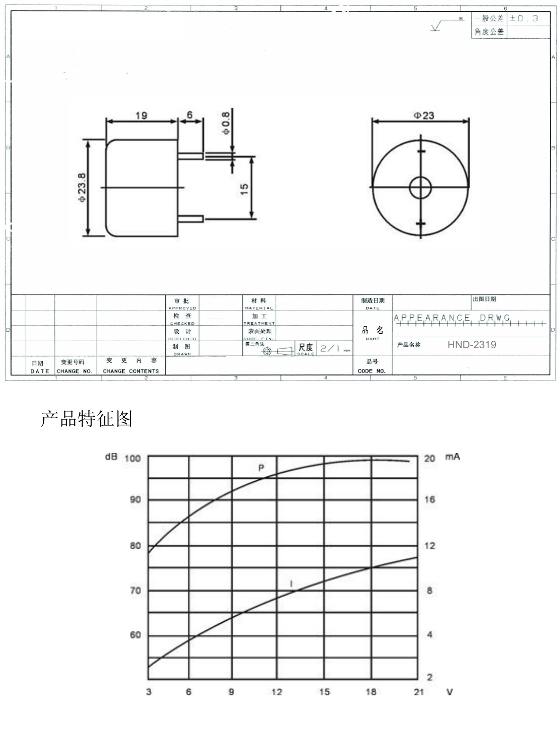一般公差 ±0.3

角度公差

19

6

Φ0.8

Φ23.8

15

Φ23

| | | | | | | | | |
|---|---|---|---|---|---|---|---|---|
| | | | 审 批 APPROVED | | 材 料 MATERIAL | | 制造日期 DATE | 出图日期 |
| | | | 检 查 CHECKED | | 加 工 TREATMENT | | | APPEARANCE DRWG |
| | | | 设 计 DESIGNED | | 表面处理 SURF. FIN. | | 品 名 NAME | |
| | | | 制 图 DRAWN | | 第三角法 | 尺度 SCALE 2/1 MM | | 产品名称 HND-2319 |
| 日期 DATE | 变更号码 CHANGE NO. | 变 更 内 容 CHANGE CONTENTS | | | | | 品号 CODE NO. | |

产品特征图

dB

100

90

80

70

60

P

I

20 mA

16

12

8

4

2

3

6

9

12

15

18

21

V